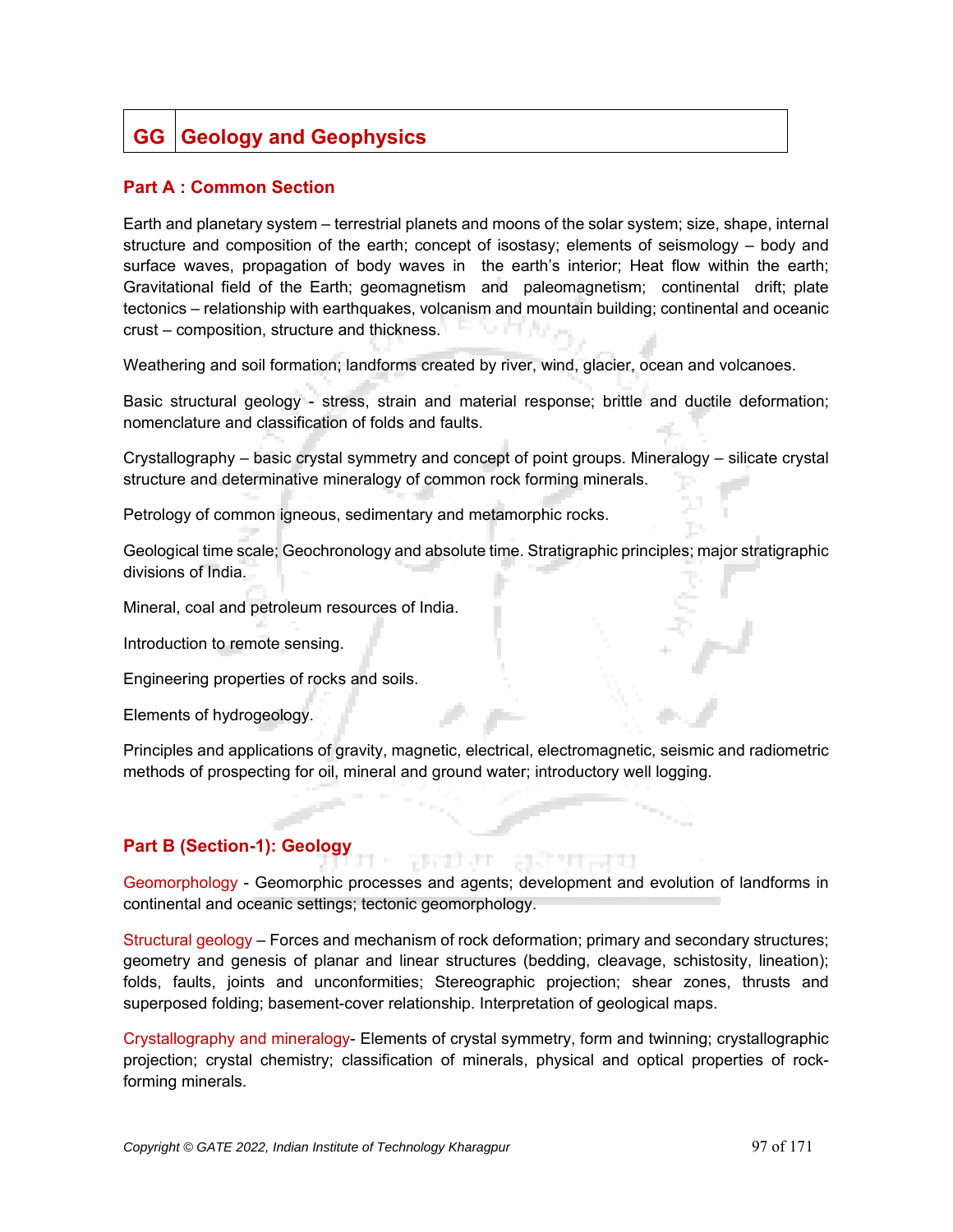# GG | Geology and Geophysics

## Part A : Common Section

Earth and planetary system – terrestrial planets and moons of the solar system; size, shape, internal structure and composition of the earth; concept of isostasy; elements of seismology – body and surface waves, propagation of body waves in the earth's interior; Heat flow within the earth; Gravitational field of the Earth; geomagnetism and paleomagnetism; continental drift; plate tectonics – relationship with earthquakes, volcanism and mountain building; continental and oceanic crust – composition, structure and thickness.

Weathering and soil formation; landforms created by river, wind, glacier, ocean and volcanoes.

Basic structural geology - stress, strain and material response; brittle and ductile deformation; nomenclature and classification of folds and faults.

Crystallography – basic crystal symmetry and concept of point groups. Mineralogy – silicate crystal structure and determinative mineralogy of common rock forming minerals.

Petrology of common igneous, sedimentary and metamorphic rocks.

Geological time scale; Geochronology and absolute time. Stratigraphic principles; major stratigraphic divisions of India.

Mineral, coal and petroleum resources of India.

Introduction to remote sensing.

Engineering properties of rocks and soils.

Elements of hydrogeology.

Principles and applications of gravity, magnetic, electrical, electromagnetic, seismic and radiometric methods of prospecting for oil, mineral and ground water; introductory well logging.

## Part B (Section-1): Geology

Geomorphology - Geomorphic processes and agents; development and evolution of landforms in continental and oceanic settings; tectonic geomorphology.

Structural geology – Forces and mechanism of rock deformation; primary and secondary structures; geometry and genesis of planar and linear structures (bedding, cleavage, schistosity, lineation); folds, faults, joints and unconformities; Stereographic projection; shear zones, thrusts and superposed folding; basement-cover relationship. Interpretation of geological maps.

Crystallography and mineralogy- Elements of crystal symmetry, form and twinning; crystallographic projection; crystal chemistry; classification of minerals, physical and optical properties of rock-forming minerals.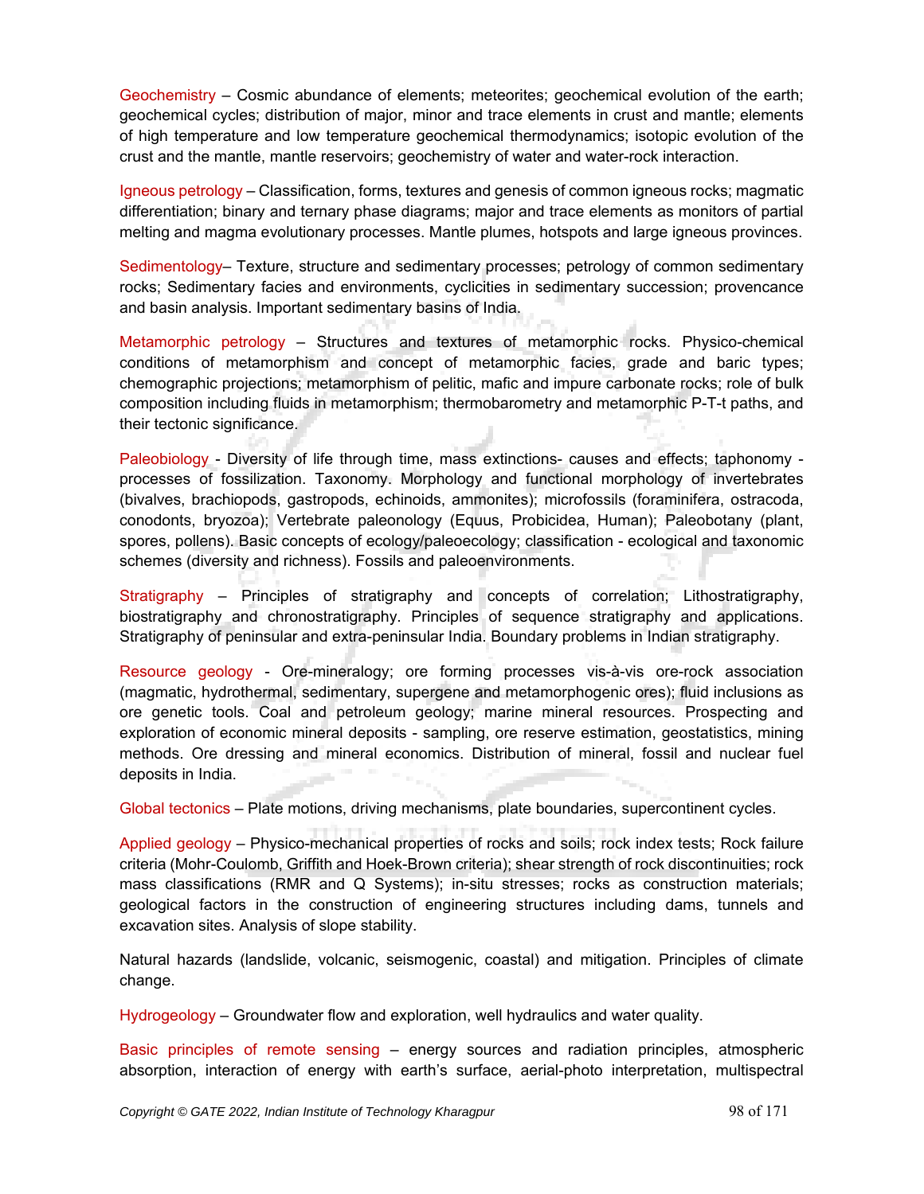**Geochemistry** – Cosmic abundance of elements; meteorites; geochemical evolution of the earth; geochemical cycles; distribution of major, minor and trace elements in crust and mantle; elements of high temperature and low temperature geochemical thermodynamics; isotopic evolution of the crust and the mantle, mantle reservoirs; geochemistry of water and water-rock interaction.

**Igneous petrology** – Classification, forms, textures and genesis of common igneous rocks; magmatic differentiation; binary and ternary phase diagrams; major and trace elements as monitors of partial melting and magma evolutionary processes. Mantle plumes, hotspots and large igneous provinces.

**Sedimentology**– Texture, structure and sedimentary processes; petrology of common sedimentary rocks; Sedimentary facies and environments, cyclicities in sedimentary succession; provencance and basin analysis. Important sedimentary basins of India.

**Metamorphic petrology** – Structures and textures of metamorphic rocks. Physico-chemical conditions of metamorphism and concept of metamorphic facies, grade and baric types; chemographic projections; metamorphism of pelitic, mafic and impure carbonate rocks; role of bulk composition including fluids in metamorphism; thermobarometry and metamorphic P-T-t paths, and their tectonic significance.

**Paleobiology** - Diversity of life through time, mass extinctions- causes and effects; taphonomy - processes of fossilization. Taxonomy. Morphology and functional morphology of invertebrates (bivalves, brachiopods, gastropods, echinoids, ammonites); microfossils (foraminifera, ostracoda, conodonts, bryozoa); Vertebrate paleonology (Equus, Probicidea, Human); Paleobotany (plant, spores, pollens). Basic concepts of ecology/paleoecology; classification - ecological and taxonomic schemes (diversity and richness). Fossils and paleoenvironments.

**Stratigraphy** – Principles of stratigraphy and concepts of correlation; Lithostratigraphy, biostratigraphy and chronostratigraphy. Principles of sequence stratigraphy and applications. Stratigraphy of peninsular and extra-peninsular India. Boundary problems in Indian stratigraphy.

**Resource geology** - Ore-mineralogy; ore forming processes vis-à-vis ore-rock association (magmatic, hydrothermal, sedimentary, supergene and metamorphogenic ores); fluid inclusions as ore genetic tools. Coal and petroleum geology; marine mineral resources. Prospecting and exploration of economic mineral deposits - sampling, ore reserve estimation, geostatistics, mining methods. Ore dressing and mineral economics. Distribution of mineral, fossil and nuclear fuel deposits in India.

**Global tectonics** – Plate motions, driving mechanisms, plate boundaries, supercontinent cycles.

**Applied geology** – Physico-mechanical properties of rocks and soils; rock index tests; Rock failure criteria (Mohr-Coulomb, Griffith and Hoek-Brown criteria); shear strength of rock discontinuities; rock mass classifications (RMR and Q Systems); in-situ stresses; rocks as construction materials; geological factors in the construction of engineering structures including dams, tunnels and excavation sites. Analysis of slope stability.

Natural hazards (landslide, volcanic, seismogenic, coastal) and mitigation. Principles of climate change.

**Hydrogeology** – Groundwater flow and exploration, well hydraulics and water quality.

**Basic principles of remote sensing** – energy sources and radiation principles, atmospheric absorption, interaction of energy with earth's surface, aerial-photo interpretation, multispectral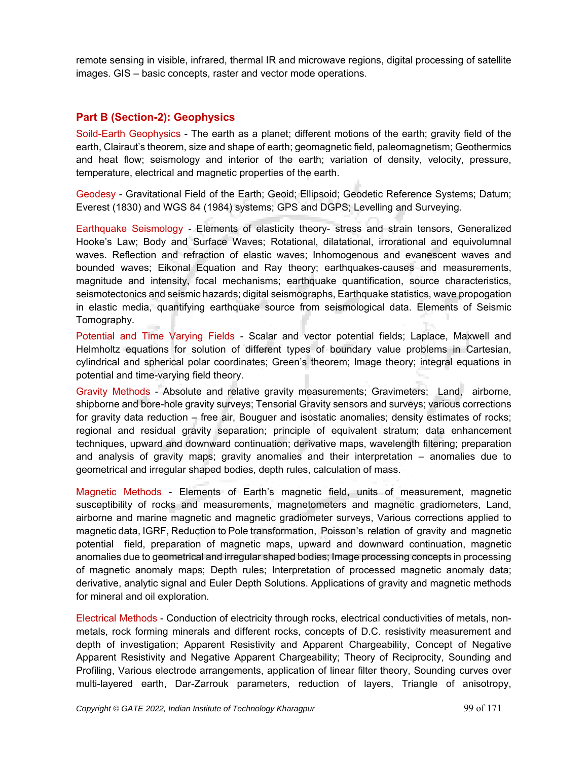remote sensing in visible, infrared, thermal IR and microwave regions, digital processing of satellite images. GIS – basic concepts, raster and vector mode operations.

## Part B (Section-2): Geophysics

Soild-Earth Geophysics - The earth as a planet; different motions of the earth; gravity field of the earth, Clairaut's theorem, size and shape of earth; geomagnetic field, paleomagnetism; Geothermics and heat flow; seismology and interior of the earth; variation of density, velocity, pressure, temperature, electrical and magnetic properties of the earth.

Geodesy - Gravitational Field of the Earth; Geoid; Ellipsoid; Geodetic Reference Systems; Datum; Everest (1830) and WGS 84 (1984) systems; GPS and DGPS; Levelling and Surveying.

Earthquake Seismology - Elements of elasticity theory- stress and strain tensors, Generalized Hooke's Law; Body and Surface Waves; Rotational, dilatational, irrorational and equivolumnal waves. Reflection and refraction of elastic waves; Inhomogenous and evanescent waves and bounded waves; Eikonal Equation and Ray theory; earthquakes-causes and measurements, magnitude and intensity, focal mechanisms; earthquake quantification, source characteristics, seismotectonics and seismic hazards; digital seismographs, Earthquake statistics, wave propogation in elastic media, quantifying earthquake source from seismological data. Elements of Seismic Tomography.

Potential and Time Varying Fields - Scalar and vector potential fields; Laplace, Maxwell and Helmholtz equations for solution of different types of boundary value problems in Cartesian, cylindrical and spherical polar coordinates; Green's theorem; Image theory; integral equations in potential and time-varying field theory.

Gravity Methods - Absolute and relative gravity measurements; Gravimeters; Land, airborne, shipborne and bore-hole gravity surveys; Tensorial Gravity sensors and surveys; various corrections for gravity data reduction – free air, Bouguer and isostatic anomalies; density estimates of rocks; regional and residual gravity separation; principle of equivalent stratum; data enhancement techniques, upward and downward continuation; derivative maps, wavelength filtering; preparation and analysis of gravity maps; gravity anomalies and their interpretation – anomalies due to geometrical and irregular shaped bodies, depth rules, calculation of mass.

Magnetic Methods - Elements of Earth's magnetic field, units of measurement, magnetic susceptibility of rocks and measurements, magnetometers and magnetic gradiometers, Land, airborne and marine magnetic and magnetic gradiometer surveys, Various corrections applied to magnetic data, IGRF, Reduction to Pole transformation, Poisson's relation of gravity and magnetic potential field, preparation of magnetic maps, upward and downward continuation, magnetic anomalies due to geometrical and irregular shaped bodies; Image processing concepts in processing of magnetic anomaly maps; Depth rules; Interpretation of processed magnetic anomaly data; derivative, analytic signal and Euler Depth Solutions. Applications of gravity and magnetic methods for mineral and oil exploration.

Electrical Methods - Conduction of electricity through rocks, electrical conductivities of metals, non-metals, rock forming minerals and different rocks, concepts of D.C. resistivity measurement and depth of investigation; Apparent Resistivity and Apparent Chargeability, Concept of Negative Apparent Resistivity and Negative Apparent Chargeability; Theory of Reciprocity, Sounding and Profiling, Various electrode arrangements, application of linear filter theory, Sounding curves over multi-layered earth, Dar-Zarrouk parameters, reduction of layers, Triangle of anisotropy,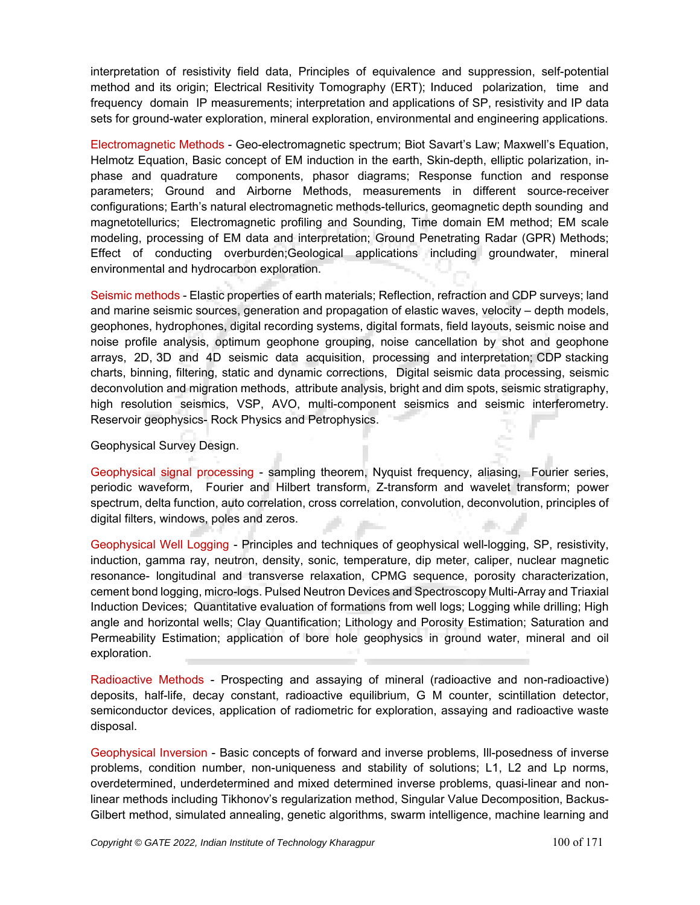interpretation of resistivity field data, Principles of equivalence and suppression, self-potential method and its origin; Electrical Resitivity Tomography (ERT); Induced polarization, time and frequency domain IP measurements; interpretation and applications of SP, resistivity and IP data sets for ground-water exploration, mineral exploration, environmental and engineering applications.

Electromagnetic Methods - Geo-electromagnetic spectrum; Biot Savart's Law; Maxwell's Equation, Helmotz Equation, Basic concept of EM induction in the earth, Skin-depth, elliptic polarization, in-phase and quadrature components, phasor diagrams; Response function and response parameters; Ground and Airborne Methods, measurements in different source-receiver configurations; Earth's natural electromagnetic methods-tellurics, geomagnetic depth sounding and magnetotellurics; Electromagnetic profiling and Sounding, Time domain EM method; EM scale modeling, processing of EM data and interpretation; Ground Penetrating Radar (GPR) Methods; Effect of conducting overburden;Geological applications including groundwater, mineral environmental and hydrocarbon exploration.

Seismic methods - Elastic properties of earth materials; Reflection, refraction and CDP surveys; land and marine seismic sources, generation and propagation of elastic waves, velocity – depth models, geophones, hydrophones, digital recording systems, digital formats, field layouts, seismic noise and noise profile analysis, optimum geophone grouping, noise cancellation by shot and geophone arrays, 2D, 3D and 4D seismic data acquisition, processing and interpretation; CDP stacking charts, binning, filtering, static and dynamic corrections, Digital seismic data processing, seismic deconvolution and migration methods, attribute analysis, bright and dim spots, seismic stratigraphy, high resolution seismics, VSP, AVO, multi-component seismics and seismic interferometry. Reservoir geophysics- Rock Physics and Petrophysics.

Geophysical Survey Design.

Geophysical signal processing - sampling theorem, Nyquist frequency, aliasing, Fourier series, periodic waveform, Fourier and Hilbert transform, Z-transform and wavelet transform; power spectrum, delta function, auto correlation, cross correlation, convolution, deconvolution, principles of digital filters, windows, poles and zeros.

Geophysical Well Logging - Principles and techniques of geophysical well-logging, SP, resistivity, induction, gamma ray, neutron, density, sonic, temperature, dip meter, caliper, nuclear magnetic resonance- longitudinal and transverse relaxation, CPMG sequence, porosity characterization, cement bond logging, micro-logs. Pulsed Neutron Devices and Spectroscopy Multi-Array and Triaxial Induction Devices; Quantitative evaluation of formations from well logs; Logging while drilling; High angle and horizontal wells; Clay Quantification; Lithology and Porosity Estimation; Saturation and Permeability Estimation; application of bore hole geophysics in ground water, mineral and oil exploration.

Radioactive Methods - Prospecting and assaying of mineral (radioactive and non-radioactive) deposits, half-life, decay constant, radioactive equilibrium, G M counter, scintillation detector, semiconductor devices, application of radiometric for exploration, assaying and radioactive waste disposal.

Geophysical Inversion - Basic concepts of forward and inverse problems, Ill-posedness of inverse problems, condition number, non-uniqueness and stability of solutions; L1, L2 and Lp norms, overdetermined, underdetermined and mixed determined inverse problems, quasi-linear and non-linear methods including Tikhonov's regularization method, Singular Value Decomposition, Backus-Gilbert method, simulated annealing, genetic algorithms, swarm intelligence, machine learning and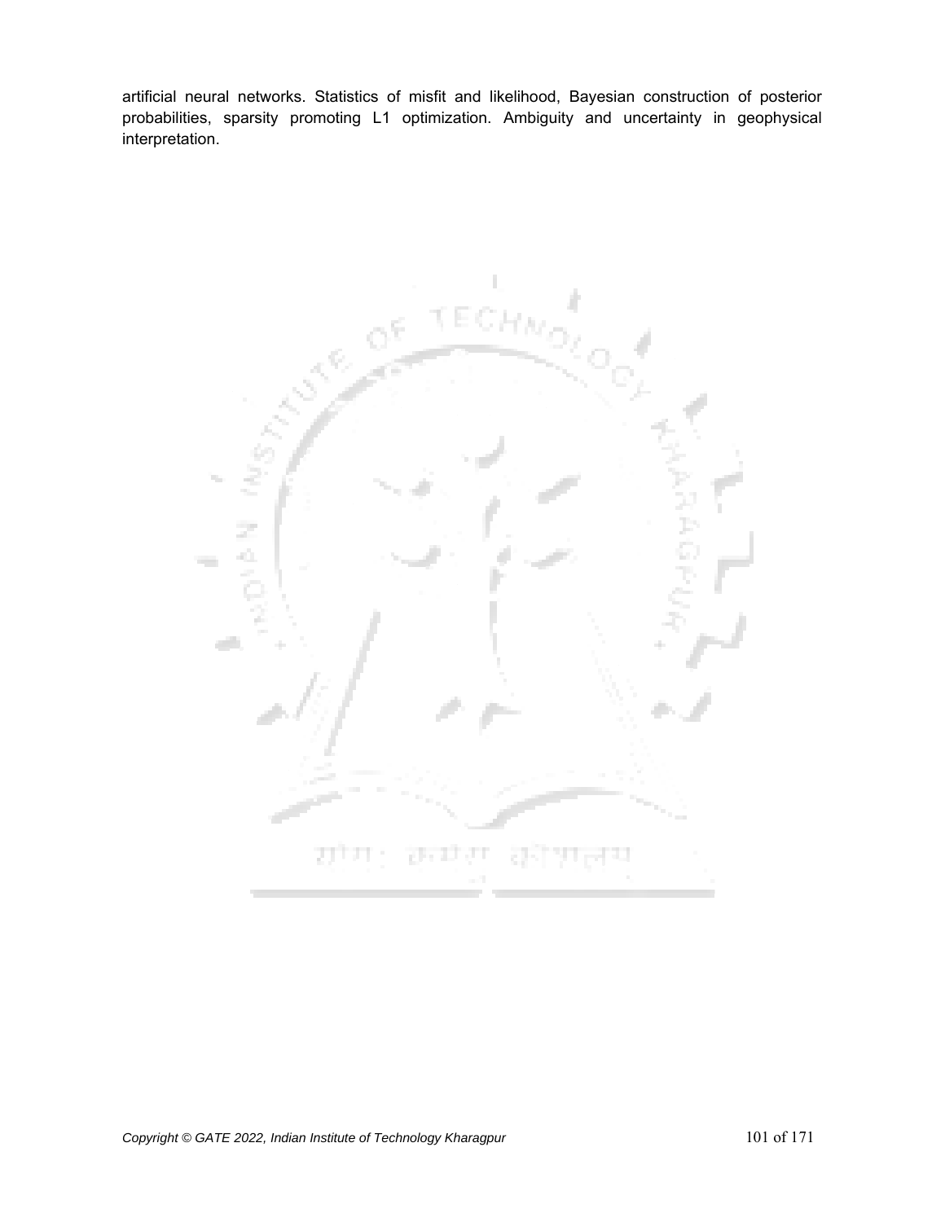artificial neural networks. Statistics of misfit and likelihood, Bayesian construction of posterior probabilities, sparsity promoting L1 optimization. Ambiguity and uncertainty in geophysical interpretation.